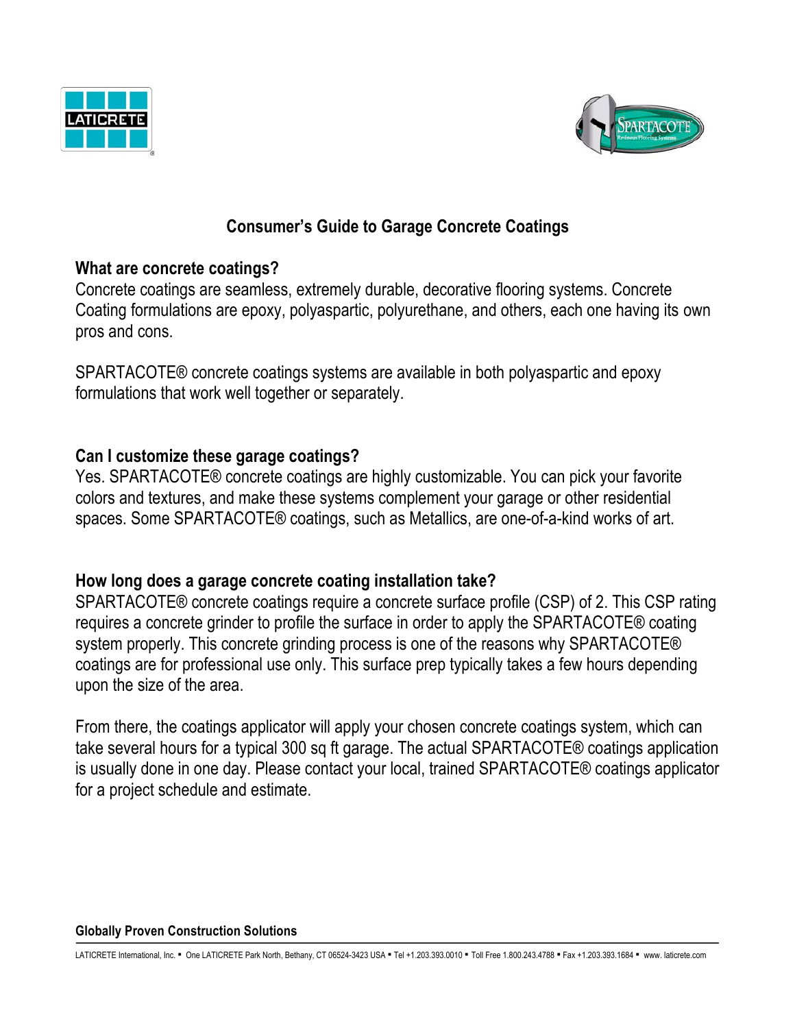# Consumer's Guide to Garage Concrete Coatings

## What are concrete coatings?

Concrete coatings are seamless, extremely durable, decorative flooring systems. Concrete Coating formulations are epoxy, polyaspartic, polyurethane, and others, each one having its own pros and cons.

SPARTACOTE® concrete coatings systems are available in both polyaspartic and epoxy formulations that work well together or separately.

## Can I customize these garage coatings?

Yes. SPARTACOTE® concrete coatings are highly customizable. You can pick your favorite colors and textures, and make these systems complement your garage or other residential spaces. Some SPARTACOTE® coatings, such as Metallics, are one-of-a-kind works of art.

## How long does a garage concrete coating installation take?

SPARTACOTE® concrete coatings require a concrete surface profile (CSP) of 2. This CSP rating requires a concrete grinder to profile the surface in order to apply the SPARTACOTE® coating system properly. This concrete grinding process is one of the reasons why SPARTACOTE® coatings are for professional use only. This surface prep typically takes a few hours depending upon the size of the area.

From there, the coatings applicator will apply your chosen concrete coatings system, which can take several hours for a typical 300 sq ft garage. The actual SPARTACOTE® coatings application is usually done in one day. Please contact your local, trained SPARTACOTE® coatings applicator for a project schedule and estimate.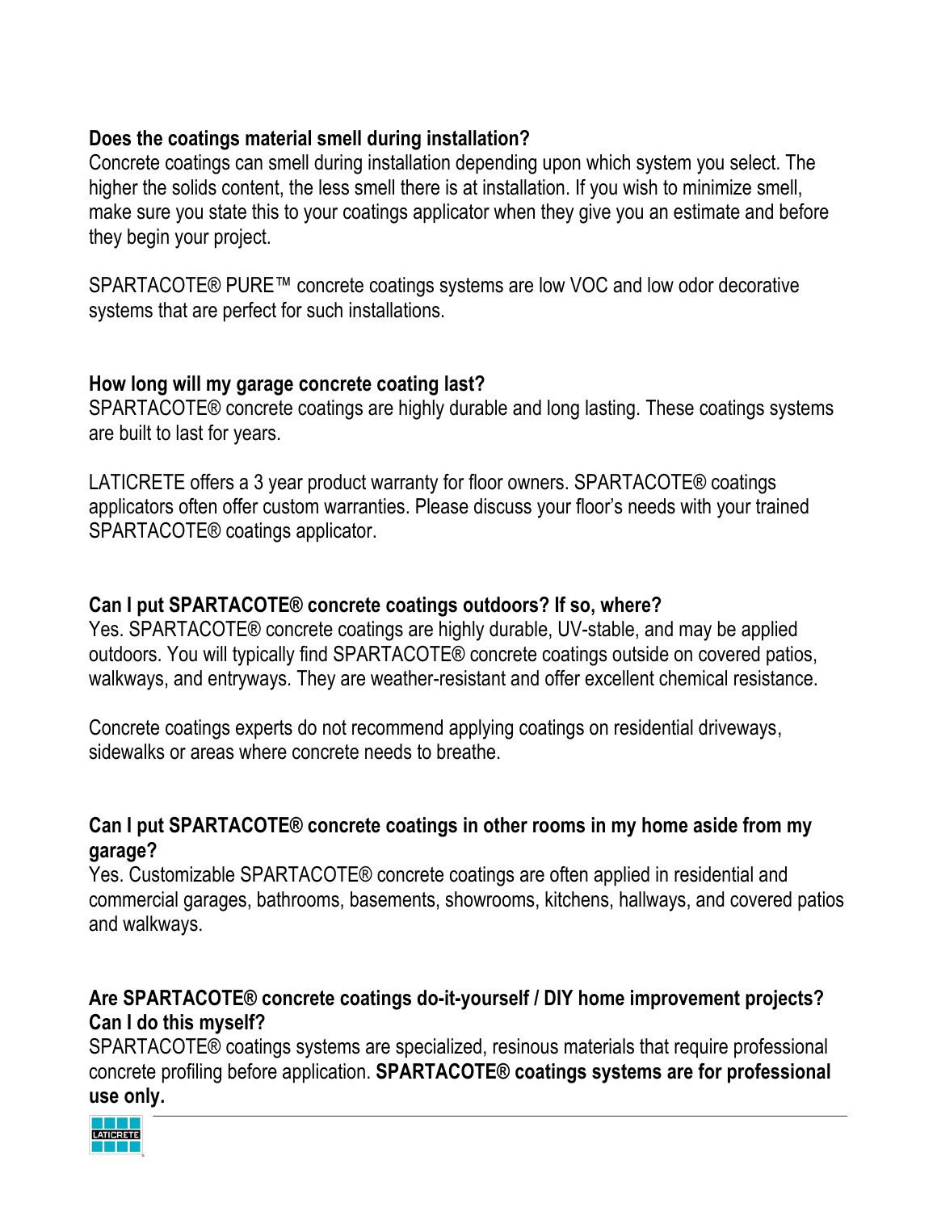**Does the coatings material smell during installation?**

Concrete coatings can smell during installation depending upon which system you select. The higher the solids content, the less smell there is at installation. If you wish to minimize smell, make sure you state this to your coatings applicator when they give you an estimate and before they begin your project.

SPARTACOTE® PURE™ concrete coatings systems are low VOC and low odor decorative systems that are perfect for such installations.

**How long will my garage concrete coating last?**

SPARTACOTE® concrete coatings are highly durable and long lasting. These coatings systems are built to last for years.

LATICRETE offers a 3 year product warranty for floor owners. SPARTACOTE® coatings applicators often offer custom warranties. Please discuss your floor's needs with your trained SPARTACOTE® coatings applicator.

**Can I put SPARTACOTE® concrete coatings outdoors? If so, where?**

Yes. SPARTACOTE® concrete coatings are highly durable, UV-stable, and may be applied outdoors. You will typically find SPARTACOTE® concrete coatings outside on covered patios, walkways, and entryways. They are weather-resistant and offer excellent chemical resistance.

Concrete coatings experts do not recommend applying coatings on residential driveways, sidewalks or areas where concrete needs to breathe.

**Can I put SPARTACOTE® concrete coatings in other rooms in my home aside from my garage?**

Yes. Customizable SPARTACOTE® concrete coatings are often applied in residential and commercial garages, bathrooms, basements, showrooms, kitchens, hallways, and covered patios and walkways.

**Are SPARTACOTE® concrete coatings do-it-yourself / DIY home improvement projects? Can I do this myself?**

SPARTACOTE® coatings systems are specialized, resinous materials that require professional concrete profiling before application. **SPARTACOTE® coatings systems are for professional use only.**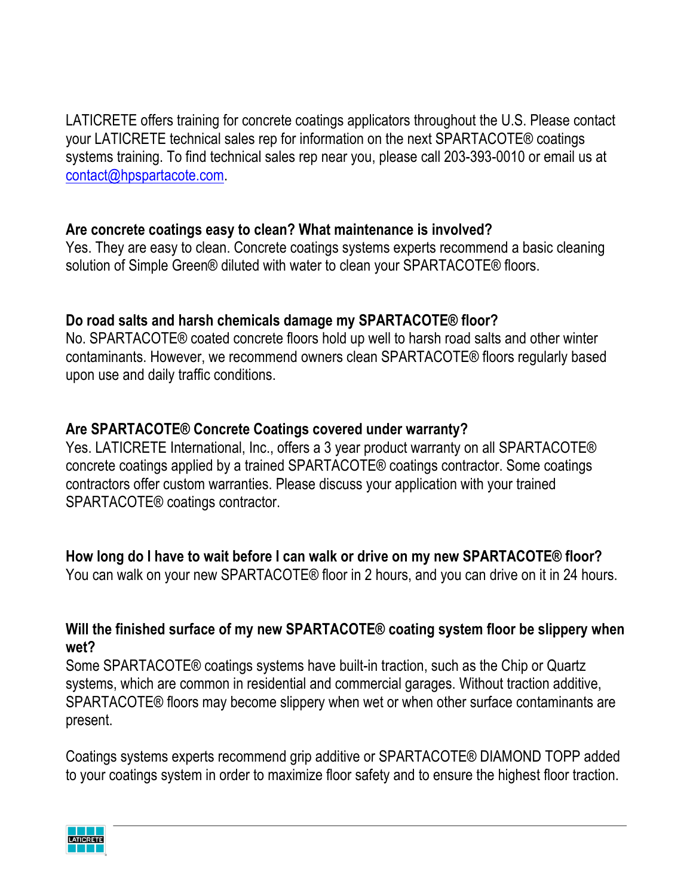LATICRETE offers training for concrete coatings applicators throughout the U.S. Please contact your LATICRETE technical sales rep for information on the next SPARTACOTE® coatings systems training. To find technical sales rep near you, please call 203-393-0010 or email us at contact@hpspartacote.com.

**Are concrete coatings easy to clean? What maintenance is involved?**
Yes. They are easy to clean. Concrete coatings systems experts recommend a basic cleaning solution of Simple Green® diluted with water to clean your SPARTACOTE® floors.

**Do road salts and harsh chemicals damage my SPARTACOTE® floor?**
No. SPARTACOTE® coated concrete floors hold up well to harsh road salts and other winter contaminants. However, we recommend owners clean SPARTACOTE® floors regularly based upon use and daily traffic conditions.

**Are SPARTACOTE® Concrete Coatings covered under warranty?**
Yes. LATICRETE International, Inc., offers a 3 year product warranty on all SPARTACOTE® concrete coatings applied by a trained SPARTACOTE® coatings contractor. Some coatings contractors offer custom warranties. Please discuss your application with your trained SPARTACOTE® coatings contractor.

**How long do I have to wait before I can walk or drive on my new SPARTACOTE® floor?**
You can walk on your new SPARTACOTE® floor in 2 hours, and you can drive on it in 24 hours.

**Will the finished surface of my new SPARTACOTE® coating system floor be slippery when wet?**
Some SPARTACOTE® coatings systems have built-in traction, such as the Chip or Quartz systems, which are common in residential and commercial garages. Without traction additive, SPARTACOTE® floors may become slippery when wet or when other surface contaminants are present.

Coatings systems experts recommend grip additive or SPARTACOTE® DIAMOND TOPP added to your coatings system in order to maximize floor safety and to ensure the highest floor traction.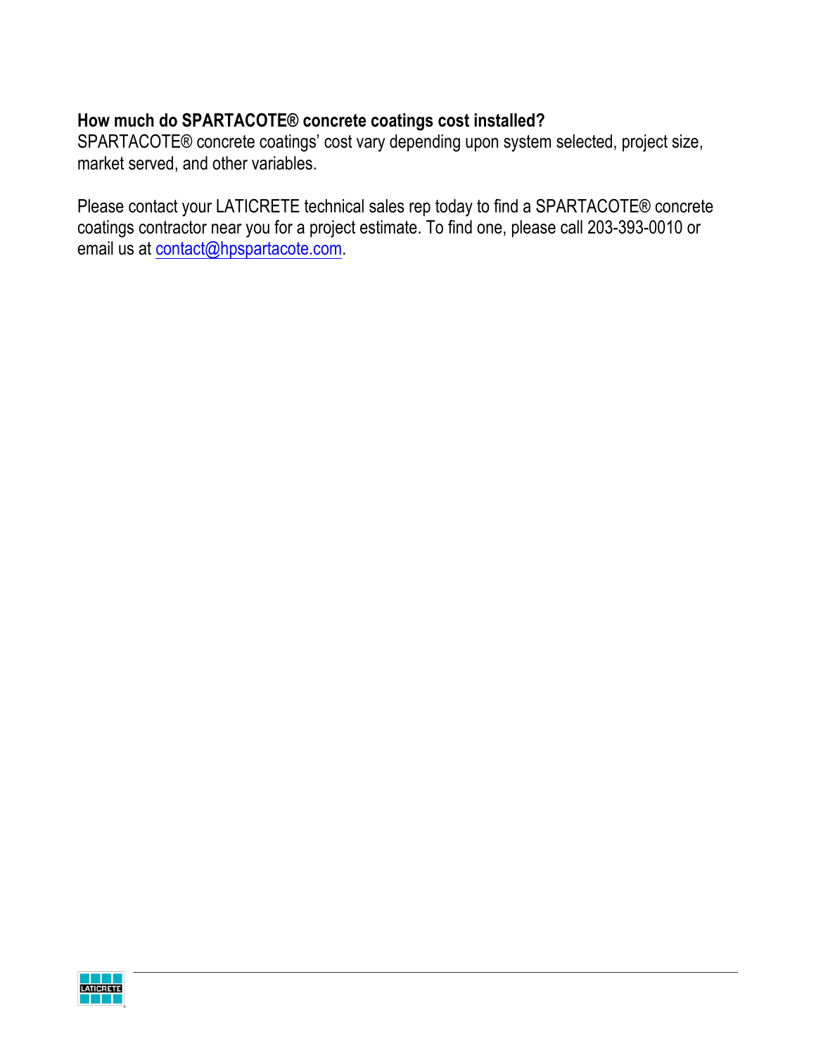**How much do SPARTACOTE® concrete coatings cost installed?**
SPARTACOTE® concrete coatings' cost vary depending upon system selected, project size, market served, and other variables.

Please contact your LATICRETE technical sales rep today to find a SPARTACOTE® concrete coatings contractor near you for a project estimate. To find one, please call 203-393-0010 or email us at contact@hpspartacote.com.